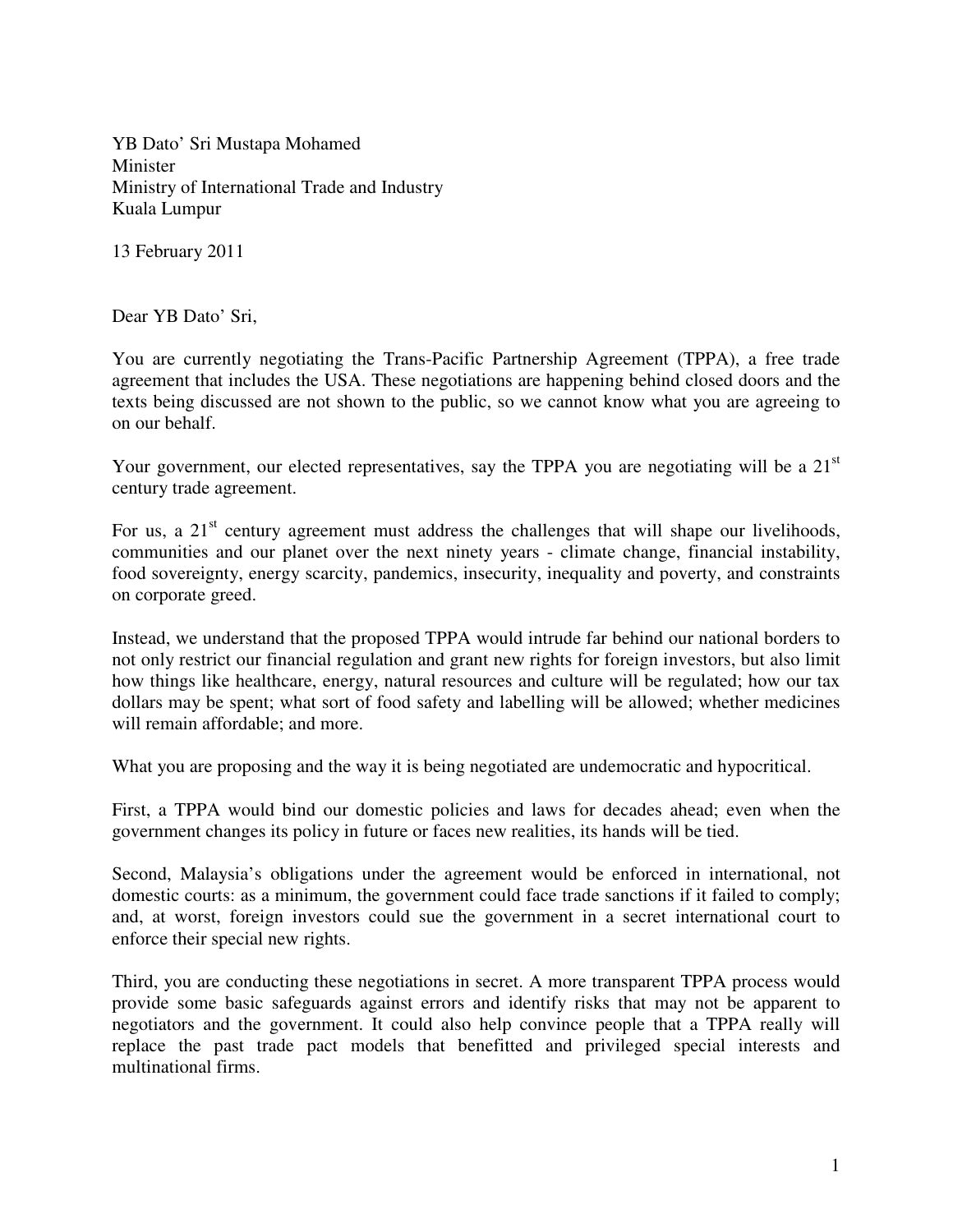YB Dato' Sri Mustapa Mohamed
Minister
Ministry of International Trade and Industry
Kuala Lumpur

13 February 2011

Dear YB Dato' Sri,

You are currently negotiating the Trans-Pacific Partnership Agreement (TPPA), a free trade agreement that includes the USA. These negotiations are happening behind closed doors and the texts being discussed are not shown to the public, so we cannot know what you are agreeing to on our behalf.

Your government, our elected representatives, say the TPPA you are negotiating will be a 21st century trade agreement.

For us, a 21st century agreement must address the challenges that will shape our livelihoods, communities and our planet over the next ninety years - climate change, financial instability, food sovereignty, energy scarcity, pandemics, insecurity, inequality and poverty, and constraints on corporate greed.

Instead, we understand that the proposed TPPA would intrude far behind our national borders to not only restrict our financial regulation and grant new rights for foreign investors, but also limit how things like healthcare, energy, natural resources and culture will be regulated; how our tax dollars may be spent; what sort of food safety and labelling will be allowed; whether medicines will remain affordable; and more.

What you are proposing and the way it is being negotiated are undemocratic and hypocritical.

First, a TPPA would bind our domestic policies and laws for decades ahead; even when the government changes its policy in future or faces new realities, its hands will be tied.

Second, Malaysia's obligations under the agreement would be enforced in international, not domestic courts: as a minimum, the government could face trade sanctions if it failed to comply; and, at worst, foreign investors could sue the government in a secret international court to enforce their special new rights.

Third, you are conducting these negotiations in secret. A more transparent TPPA process would provide some basic safeguards against errors and identify risks that may not be apparent to negotiators and the government. It could also help convince people that a TPPA really will replace the past trade pact models that benefitted and privileged special interests and multinational firms.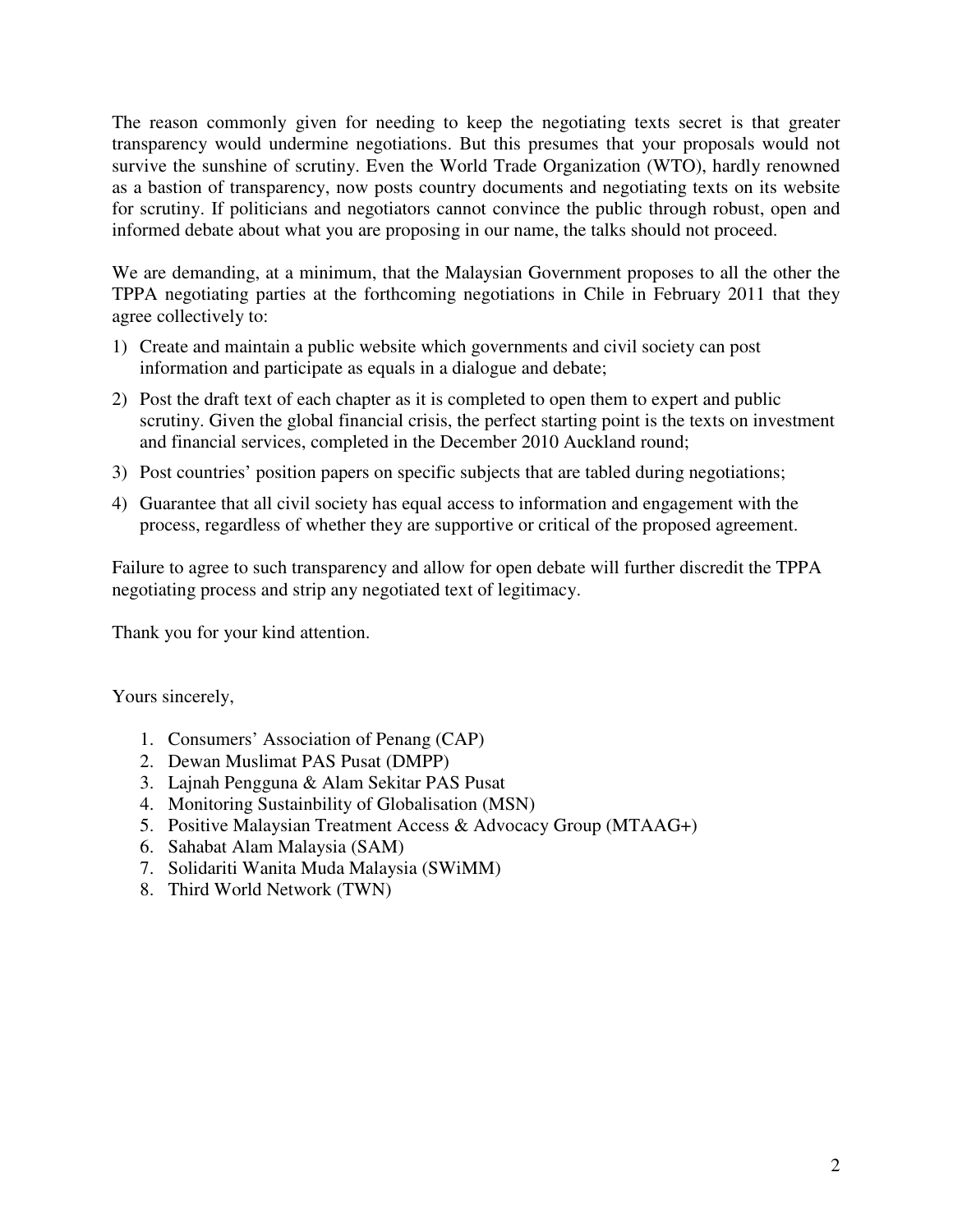The reason commonly given for needing to keep the negotiating texts secret is that greater transparency would undermine negotiations. But this presumes that your proposals would not survive the sunshine of scrutiny. Even the World Trade Organization (WTO), hardly renowned as a bastion of transparency, now posts country documents and negotiating texts on its website for scrutiny. If politicians and negotiators cannot convince the public through robust, open and informed debate about what you are proposing in our name, the talks should not proceed.

We are demanding, at a minimum, that the Malaysian Government proposes to all the other the TPPA negotiating parties at the forthcoming negotiations in Chile in February 2011 that they agree collectively to:

1) Create and maintain a public website which governments and civil society can post information and participate as equals in a dialogue and debate;
2) Post the draft text of each chapter as it is completed to open them to expert and public scrutiny. Given the global financial crisis, the perfect starting point is the texts on investment and financial services, completed in the December 2010 Auckland round;
3) Post countries' position papers on specific subjects that are tabled during negotiations;
4) Guarantee that all civil society has equal access to information and engagement with the process, regardless of whether they are supportive or critical of the proposed agreement.

Failure to agree to such transparency and allow for open debate will further discredit the TPPA negotiating process and strip any negotiated text of legitimacy.

Thank you for your kind attention.

Yours sincerely,

1. Consumers' Association of Penang (CAP)
2. Dewan Muslimat PAS Pusat (DMPP)
3. Lajnah Pengguna & Alam Sekitar PAS Pusat
4. Monitoring Sustainbility of Globalisation (MSN)
5. Positive Malaysian Treatment Access & Advocacy Group (MTAAG+)
6. Sahabat Alam Malaysia (SAM)
7. Solidariti Wanita Muda Malaysia (SWiMM)
8. Third World Network (TWN)